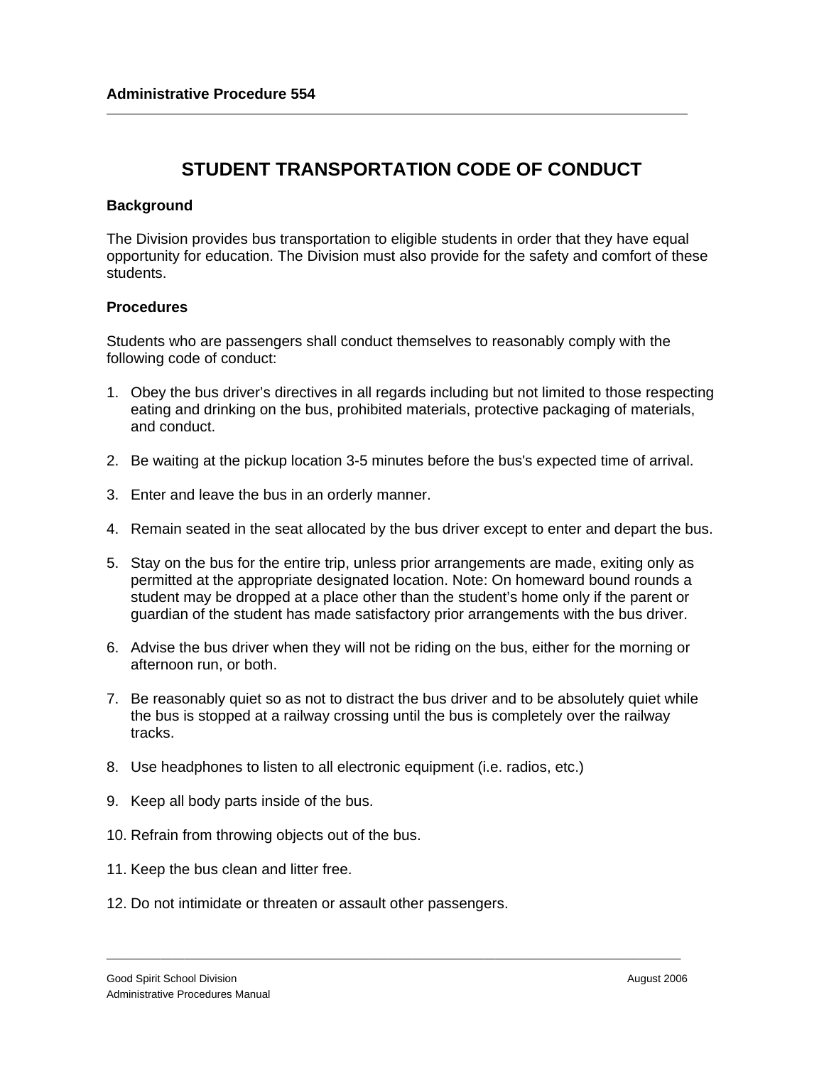**Administrative Procedure 554**

# STUDENT TRANSPORTATION CODE OF CONDUCT

## Background

The Division provides bus transportation to eligible students in order that they have equal opportunity for education. The Division must also provide for the safety and comfort of these students.

## Procedures

Students who are passengers shall conduct themselves to reasonably comply with the following code of conduct:

1. Obey the bus driver's directives in all regards including but not limited to those respecting eating and drinking on the bus, prohibited materials, protective packaging of materials, and conduct.

2. Be waiting at the pickup location 3-5 minutes before the bus's expected time of arrival.

3. Enter and leave the bus in an orderly manner.

4. Remain seated in the seat allocated by the bus driver except to enter and depart the bus.

5. Stay on the bus for the entire trip, unless prior arrangements are made, exiting only as permitted at the appropriate designated location. Note: On homeward bound rounds a student may be dropped at a place other than the student's home only if the parent or guardian of the student has made satisfactory prior arrangements with the bus driver.

6. Advise the bus driver when they will not be riding on the bus, either for the morning or afternoon run, or both.

7. Be reasonably quiet so as not to distract the bus driver and to be absolutely quiet while the bus is stopped at a railway crossing until the bus is completely over the railway tracks.

8. Use headphones to listen to all electronic equipment (i.e. radios, etc.)

9. Keep all body parts inside of the bus.

10. Refrain from throwing objects out of the bus.

11. Keep the bus clean and litter free.

12. Do not intimidate or threaten or assault other passengers.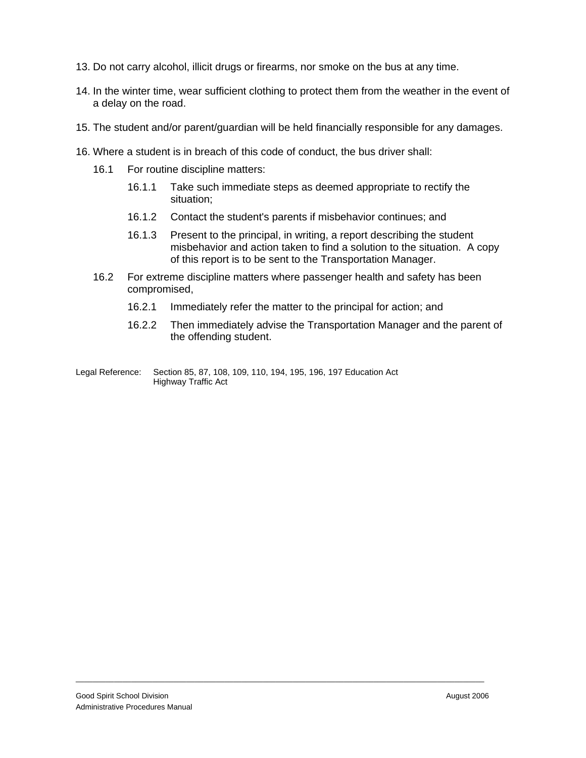13. Do not carry alcohol, illicit drugs or firearms, nor smoke on the bus at any time.

14. In the winter time, wear sufficient clothing to protect them from the weather in the event of a delay on the road.

15. The student and/or parent/guardian will be held financially responsible for any damages.

16. Where a student is in breach of this code of conduct, the bus driver shall:

    16.1 For routine discipline matters:

    16.1.1 Take such immediate steps as deemed appropriate to rectify the situation;

    16.1.2 Contact the student's parents if misbehavior continues; and

    16.1.3 Present to the principal, in writing, a report describing the student misbehavior and action taken to find a solution to the situation. A copy of this report is to be sent to the Transportation Manager.

    16.2 For extreme discipline matters where passenger health and safety has been compromised,

    16.2.1 Immediately refer the matter to the principal for action; and

    16.2.2 Then immediately advise the Transportation Manager and the parent of the offending student.

Legal Reference: Section 85, 87, 108, 109, 110, 194, 195, 196, 197 Education Act
Highway Traffic Act